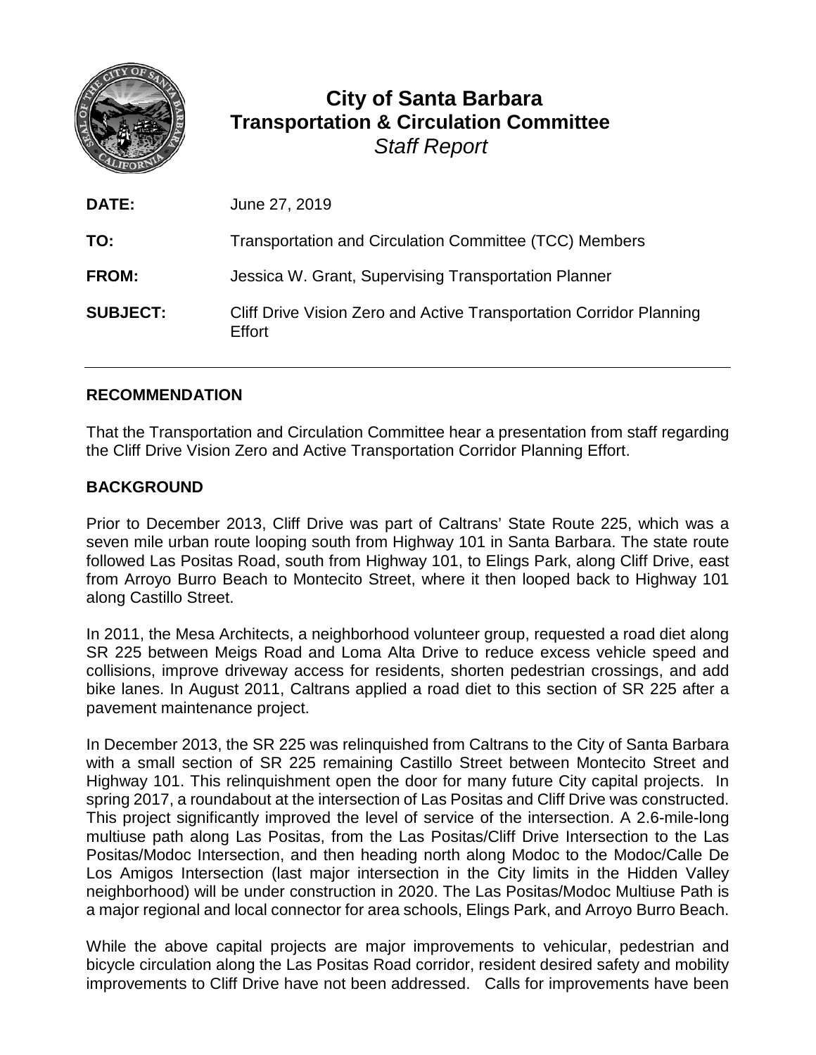# City of Santa Barbara
## Transportation & Circulation Committee
*Staff Report*

**DATE:** June 27, 2019

**TO:** Transportation and Circulation Committee (TCC) Members

**FROM:** Jessica W. Grant, Supervising Transportation Planner

**SUBJECT:** Cliff Drive Vision Zero and Active Transportation Corridor Planning Effort

---

**RECOMMENDATION**

That the Transportation and Circulation Committee hear a presentation from staff regarding the Cliff Drive Vision Zero and Active Transportation Corridor Planning Effort.

**BACKGROUND**

Prior to December 2013, Cliff Drive was part of Caltrans' State Route 225, which was a seven mile urban route looping south from Highway 101 in Santa Barbara. The state route followed Las Positas Road, south from Highway 101, to Elings Park, along Cliff Drive, east from Arroyo Burro Beach to Montecito Street, where it then looped back to Highway 101 along Castillo Street.

In 2011, the Mesa Architects, a neighborhood volunteer group, requested a road diet along SR 225 between Meigs Road and Loma Alta Drive to reduce excess vehicle speed and collisions, improve driveway access for residents, shorten pedestrian crossings, and add bike lanes. In August 2011, Caltrans applied a road diet to this section of SR 225 after a pavement maintenance project.

In December 2013, the SR 225 was relinquished from Caltrans to the City of Santa Barbara with a small section of SR 225 remaining Castillo Street between Montecito Street and Highway 101. This relinquishment open the door for many future City capital projects. In spring 2017, a roundabout at the intersection of Las Positas and Cliff Drive was constructed. This project significantly improved the level of service of the intersection. A 2.6-mile-long multiuse path along Las Positas, from the Las Positas/Cliff Drive Intersection to the Las Positas/Modoc Intersection, and then heading north along Modoc to the Modoc/Calle De Los Amigos Intersection (last major intersection in the City limits in the Hidden Valley neighborhood) will be under construction in 2020. The Las Positas/Modoc Multiuse Path is a major regional and local connector for area schools, Elings Park, and Arroyo Burro Beach.

While the above capital projects are major improvements to vehicular, pedestrian and bicycle circulation along the Las Positas Road corridor, resident desired safety and mobility improvements to Cliff Drive have not been addressed. Calls for improvements have been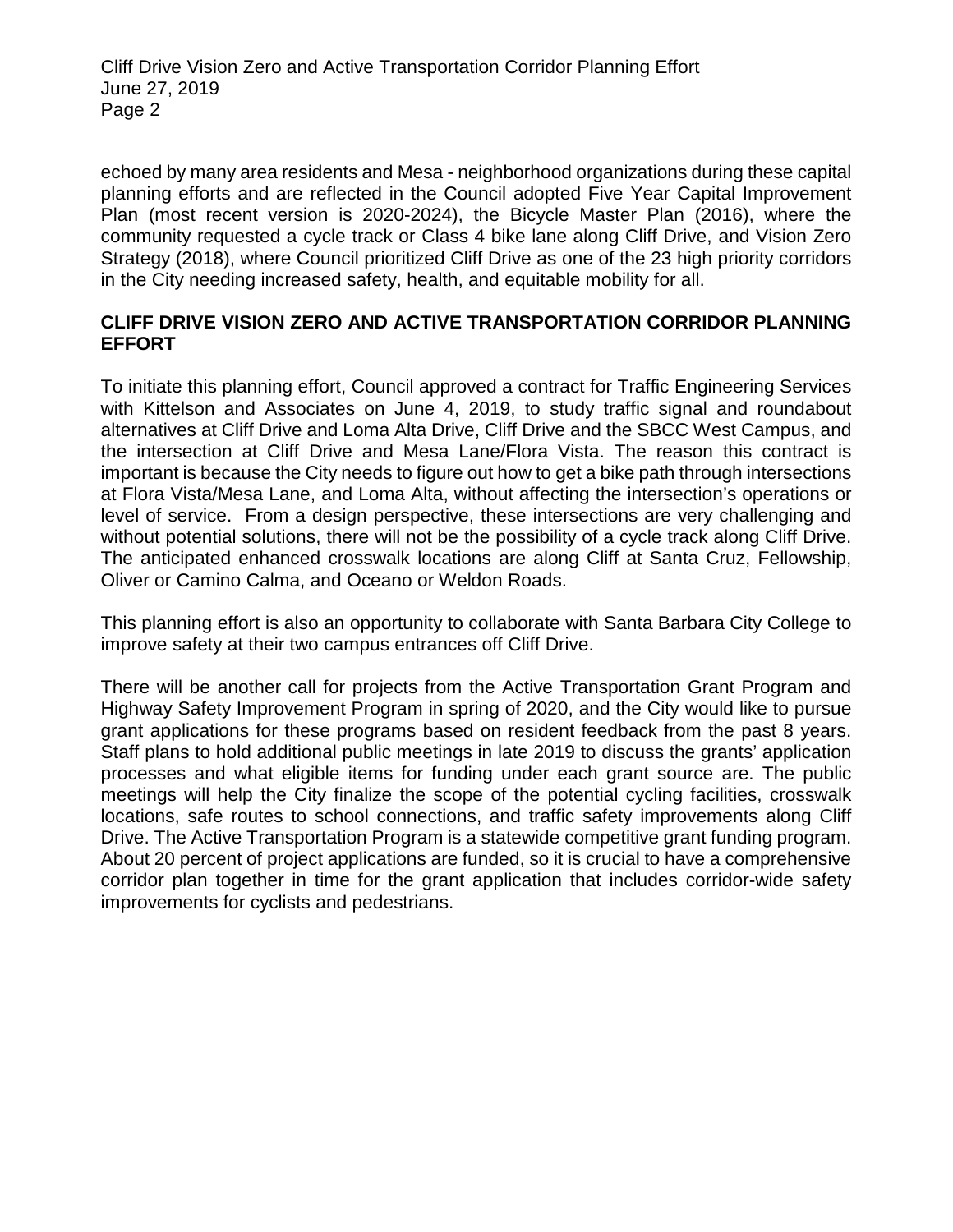echoed by many area residents and Mesa - neighborhood organizations during these capital planning efforts and are reflected in the Council adopted Five Year Capital Improvement Plan (most recent version is 2020-2024), the Bicycle Master Plan (2016), where the community requested a cycle track or Class 4 bike lane along Cliff Drive, and Vision Zero Strategy (2018), where Council prioritized Cliff Drive as one of the 23 high priority corridors in the City needing increased safety, health, and equitable mobility for all.

## CLIFF DRIVE VISION ZERO AND ACTIVE TRANSPORTATION CORRIDOR PLANNING EFFORT

To initiate this planning effort, Council approved a contract for Traffic Engineering Services with Kittelson and Associates on June 4, 2019, to study traffic signal and roundabout alternatives at Cliff Drive and Loma Alta Drive, Cliff Drive and the SBCC West Campus, and the intersection at Cliff Drive and Mesa Lane/Flora Vista. The reason this contract is important is because the City needs to figure out how to get a bike path through intersections at Flora Vista/Mesa Lane, and Loma Alta, without affecting the intersection's operations or level of service. From a design perspective, these intersections are very challenging and without potential solutions, there will not be the possibility of a cycle track along Cliff Drive. The anticipated enhanced crosswalk locations are along Cliff at Santa Cruz, Fellowship, Oliver or Camino Calma, and Oceano or Weldon Roads.

This planning effort is also an opportunity to collaborate with Santa Barbara City College to improve safety at their two campus entrances off Cliff Drive.

There will be another call for projects from the Active Transportation Grant Program and Highway Safety Improvement Program in spring of 2020, and the City would like to pursue grant applications for these programs based on resident feedback from the past 8 years. Staff plans to hold additional public meetings in late 2019 to discuss the grants' application processes and what eligible items for funding under each grant source are. The public meetings will help the City finalize the scope of the potential cycling facilities, crosswalk locations, safe routes to school connections, and traffic safety improvements along Cliff Drive. The Active Transportation Program is a statewide competitive grant funding program. About 20 percent of project applications are funded, so it is crucial to have a comprehensive corridor plan together in time for the grant application that includes corridor-wide safety improvements for cyclists and pedestrians.